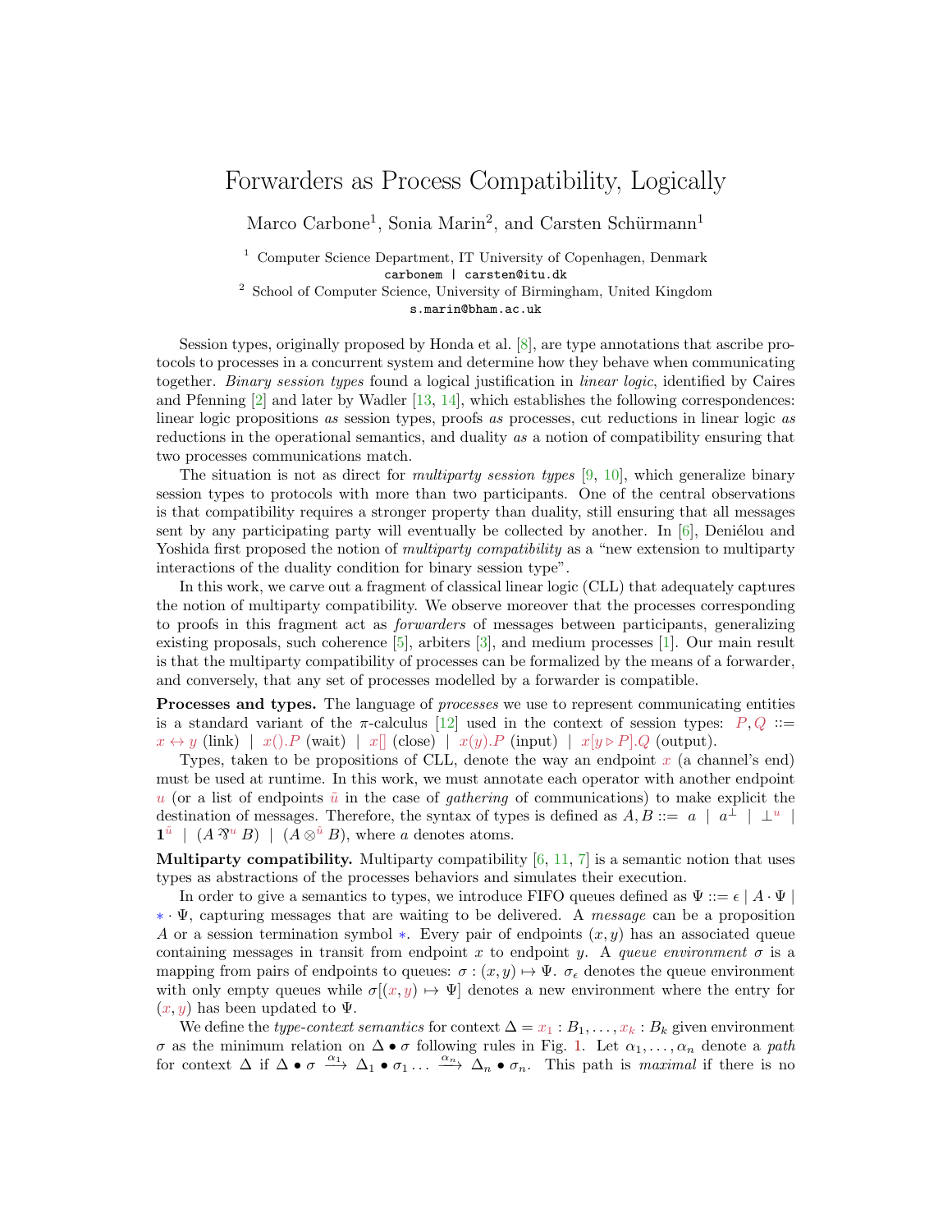# Forwarders as Process Compatibility, Logically

Marco Carbone[1], Sonia Marin[2], and Carsten Schürmann[1]

[1] Computer Science Department, IT University of Copenhagen, Denmark
carbonem | carsten@itu.dk

[2] School of Computer Science, University of Birmingham, United Kingdom
s.marin@bham.ac.uk

Session types, originally proposed by Honda et al. [8], are type annotations that ascribe protocols to processes in a concurrent system and determine how they behave when communicating together. *Binary session types* found a logical justification in *linear logic*, identified by Caires and Pfenning [2] and later by Wadler [13, 14], which establishes the following correspondences: linear logic propositions *as* session types, proofs *as* processes, cut reductions in linear logic *as* reductions in the operational semantics, and duality *as* a notion of compatibility ensuring that two processes communications match.

The situation is not as direct for *multiparty session types* [9, 10], which generalize binary session types to protocols with more than two participants. One of the central observations is that compatibility requires a stronger property than duality, still ensuring that all messages sent by any participating party will eventually be collected by another. In [6], Deniélou and Yoshida first proposed the notion of *multiparty compatibility* as a "new extension to multiparty interactions of the duality condition for binary session type".

In this work, we carve out a fragment of classical linear logic (CLL) that adequately captures the notion of multiparty compatibility. We observe moreover that the processes corresponding to proofs in this fragment act as *forwarders* of messages between participants, generalizing existing proposals, such coherence [5], arbiters [3], and medium processes [1]. Our main result is that the multiparty compatibility of processes can be formalized by the means of a forwarder, and conversely, that any set of processes modelled by a forwarder is compatible.

**Processes and types.** The language of *processes* we use to represent communicating entities is a standard variant of the $\pi$-calculus [12] used in the context of session types: $P, Q$ ::= $x \leftrightarrow y$ (link) | $x().P$ (wait) | $x[]$ (close) | $x(y).P$ (input) | $x[y \triangleright P].Q$ (output).

Types, taken to be propositions of CLL, denote the way an endpoint $x$ (a channel's end) must be used at runtime. In this work, we must annotate each operator with another endpoint $u$ (or a list of endpoints $\tilde{u}$ in the case of *gathering* of communications) to make explicit the destination of messages. Therefore, the syntax of types is defined as $A, B ::= a \mid a^{\perp} \mid \perp^{u} \mid \mathbf{1}^{\tilde{u}} \mid (A \mathbin{⅋}^{u} B) \mid (A \otimes^{\tilde{u}} B)$, where $a$ denotes atoms.

**Multiparty compatibility.** Multiparty compatibility [6, 11, 7] is a semantic notion that uses types as abstractions of the processes behaviors and simulates their execution.

In order to give a semantics to types, we introduce FIFO queues defined as $\Psi ::= \epsilon \mid A \cdot \Psi \mid * \cdot \Psi$, capturing messages that are waiting to be delivered. A *message* can be a proposition $A$ or a session termination symbol $*$. Every pair of endpoints $(x, y)$ has an associated queue containing messages in transit from endpoint $x$ to endpoint $y$. A *queue environment* $\sigma$ is a mapping from pairs of endpoints to queues: $\sigma : (x, y) \mapsto \Psi$. $\sigma_{\epsilon}$ denotes the queue environment with only empty queues while $\sigma[(x, y) \mapsto \Psi]$ denotes a new environment where the entry for $(x, y)$ has been updated to $\Psi$.

We define the *type-context semantics* for context $\Delta = x_1 : B_1, \ldots, x_k : B_k$ given environment $\sigma$ as the minimum relation on $\Delta \bullet \sigma$ following rules in Fig. 1. Let $\alpha_1, \ldots, \alpha_n$ denote a *path* for context $\Delta$ if $\Delta \bullet \sigma \xrightarrow{\alpha_1} \Delta_1 \bullet \sigma_1 \ldots \xrightarrow{\alpha_n} \Delta_n \bullet \sigma_n$. This path is *maximal* if there is no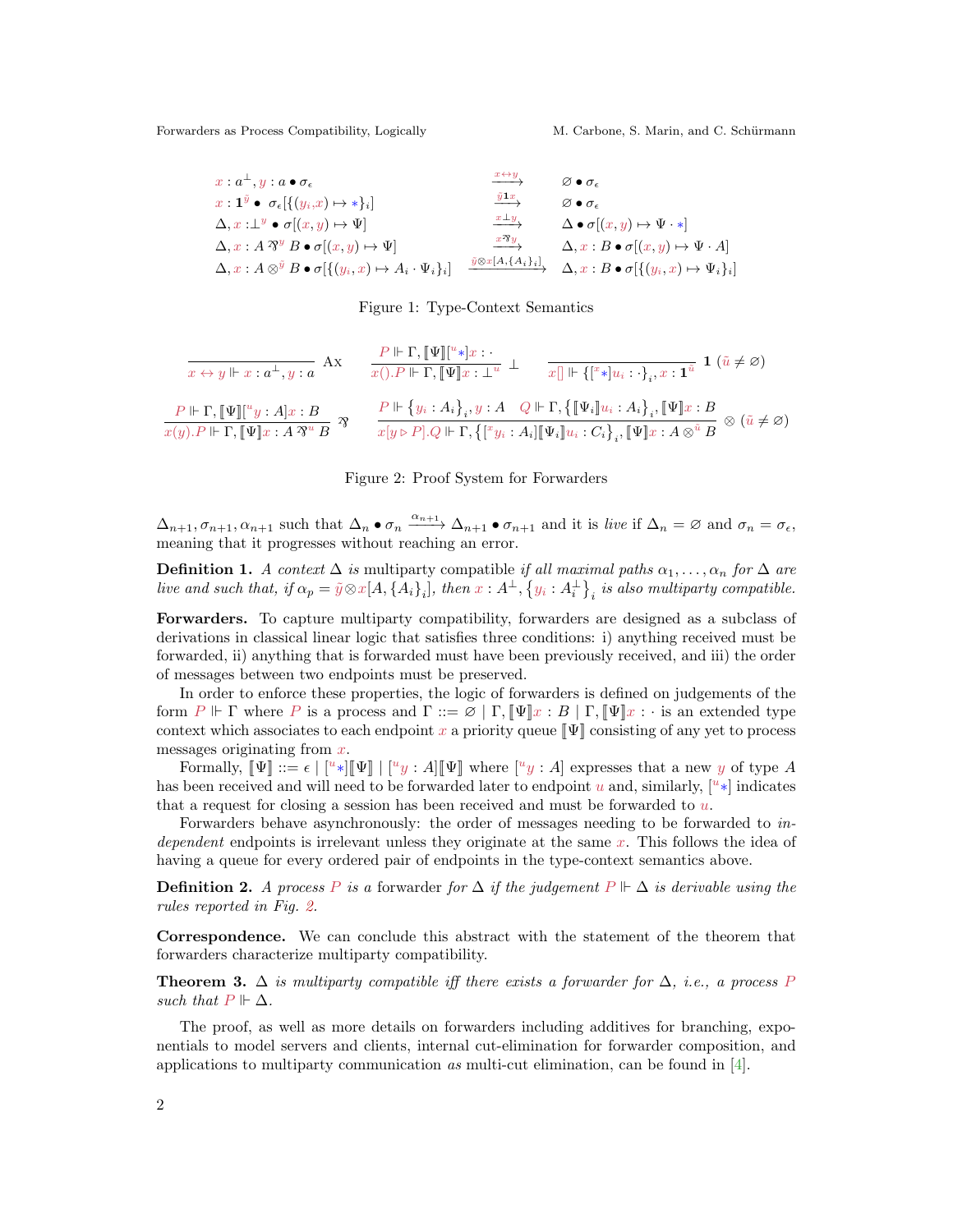$$
\begin{array}{lcl}
x : a^{\perp}, y : a \bullet \sigma_{\epsilon} & \xrightarrow{x \leftrightarrow y} & \varnothing \bullet \sigma_{\epsilon} \\
x : \mathbf{1}^{\tilde{y}} \bullet \ \sigma_{\epsilon}[\{(y_i, x) \mapsto *\}_i] & \xrightarrow{\tilde{y}\mathbf{1}x} & \varnothing \bullet \sigma_{\epsilon} \\
\Delta, x : \perp^{y} \bullet \sigma[(x, y) \mapsto \Psi] & \xrightarrow{x \perp y} & \Delta \bullet \sigma[(x, y) \mapsto \Psi \cdot *] \\
\Delta, x : A \parr^{y} B \bullet \sigma[(x, y) \mapsto \Psi] & \xrightarrow{x \parr y} & \Delta, x : B \bullet \sigma[(x, y) \mapsto \Psi \cdot A] \\
\Delta, x : A \otimes^{\tilde{y}} B \bullet \sigma[\{(y_i, x) \mapsto A_i \cdot \Psi_i\}_i] & \xrightarrow{\tilde{y} \otimes x [A, \{A_i\}_i]} & \Delta, x : B \bullet \sigma[\{(y_i, x) \mapsto \Psi_i\}_i]
\end{array}
$$

Figure 1: Type-Context Semantics

$$
\frac{}{x \leftrightarrow y \Vdash x : a^{\perp}, y : a}\ \text{Ax}
\qquad
\frac{P \Vdash \Gamma, [\![\Psi]\!][^{u}*]x : \cdot}{x().P \Vdash \Gamma, [\![\Psi]\!]x : \perp^{u}}\ \perp
\qquad
\frac{}{x[] \Vdash \{[^{x}*]u_i : \cdot\}_i, x : \mathbf{1}^{\tilde{u}}}\ \mathbf{1}\ (\tilde{u} \neq \varnothing)
$$

$$
\frac{P \Vdash \Gamma, [\![\Psi]\!][^{u}y : A]x : B}{x(y).P \Vdash \Gamma, [\![\Psi]\!]x : A \parr^{u} B}\ \parr
\qquad
\frac{P \Vdash \{y_i : A_i\}_i, y : A \quad Q \Vdash \Gamma, \{[\![\Psi_i]\!]u_i : A_i\}_i, [\![\Psi]\!]x : B}{x[y \triangleright P].Q \Vdash \Gamma, \{[^{x}y_i : A_i][\![\Psi_i]\!]u_i : C_i\}_i, [\![\Psi]\!]x : A \otimes^{\tilde{u}} B}\ \otimes\ (\tilde{u} \neq \varnothing)
$$

Figure 2: Proof System for Forwarders

$\Delta_{n+1}, \sigma_{n+1}, \alpha_{n+1}$ such that $\Delta_n \bullet \sigma_n \xrightarrow{\alpha_{n+1}} \Delta_{n+1} \bullet \sigma_{n+1}$ and it is *live* if $\Delta_n = \varnothing$ and $\sigma_n = \sigma_{\epsilon}$, meaning that it progresses without reaching an error.

**Definition 1.** *A context $\Delta$ is* multiparty compatible *if all maximal paths $\alpha_1, \ldots, \alpha_n$ for $\Delta$ are live and such that, if $\alpha_p = \tilde{y} \otimes x[A, \{A_i\}_i]$, then $x : A^{\perp}, \{y_i : A_i^{\perp}\}_i$ is also multiparty compatible.*

**Forwarders.** To capture multiparty compatibility, forwarders are designed as a subclass of derivations in classical linear logic that satisfies three conditions: i) anything received must be forwarded, ii) anything that is forwarded must have been previously received, and iii) the order of messages between two endpoints must be preserved.

In order to enforce these properties, the logic of forwarders is defined on judgements of the form $P \Vdash \Gamma$ where $P$ is a process and $\Gamma ::= \varnothing \mid \Gamma, [\![\Psi]\!]x : B \mid \Gamma, [\![\Psi]\!]x : \cdot$ is an extended type context which associates to each endpoint $x$ a priority queue $[\![\Psi]\!]$ consisting of any yet to process messages originating from $x$.

Formally, $[\![\Psi]\!] ::= \epsilon \mid [^{u}*][\![\Psi]\!] \mid [^{u}y : A][\![\Psi]\!]$ where $[^{u}y : A]$ expresses that a new $y$ of type $A$ has been received and will need to be forwarded later to endpoint $u$ and, similarly, $[^{u}*]$ indicates that a request for closing a session has been received and must be forwarded to $u$.

Forwarders behave asynchronously: the order of messages needing to be forwarded to *independent* endpoints is irrelevant unless they originate at the same $x$. This follows the idea of having a queue for every ordered pair of endpoints in the type-context semantics above.

**Definition 2.** *A process $P$ is a* forwarder *for $\Delta$ if the judgement $P \Vdash \Delta$ is derivable using the rules reported in Fig. 2.*

**Correspondence.** We can conclude this abstract with the statement of the theorem that forwarders characterize multiparty compatibility.

**Theorem 3.** *$\Delta$ is multiparty compatible iff there exists a forwarder for $\Delta$, i.e., a process $P$ such that $P \Vdash \Delta$.*

The proof, as well as more details on forwarders including additives for branching, exponentials to model servers and clients, internal cut-elimination for forwarder composition, and applications to multiparty communication *as* multi-cut elimination, can be found in [4].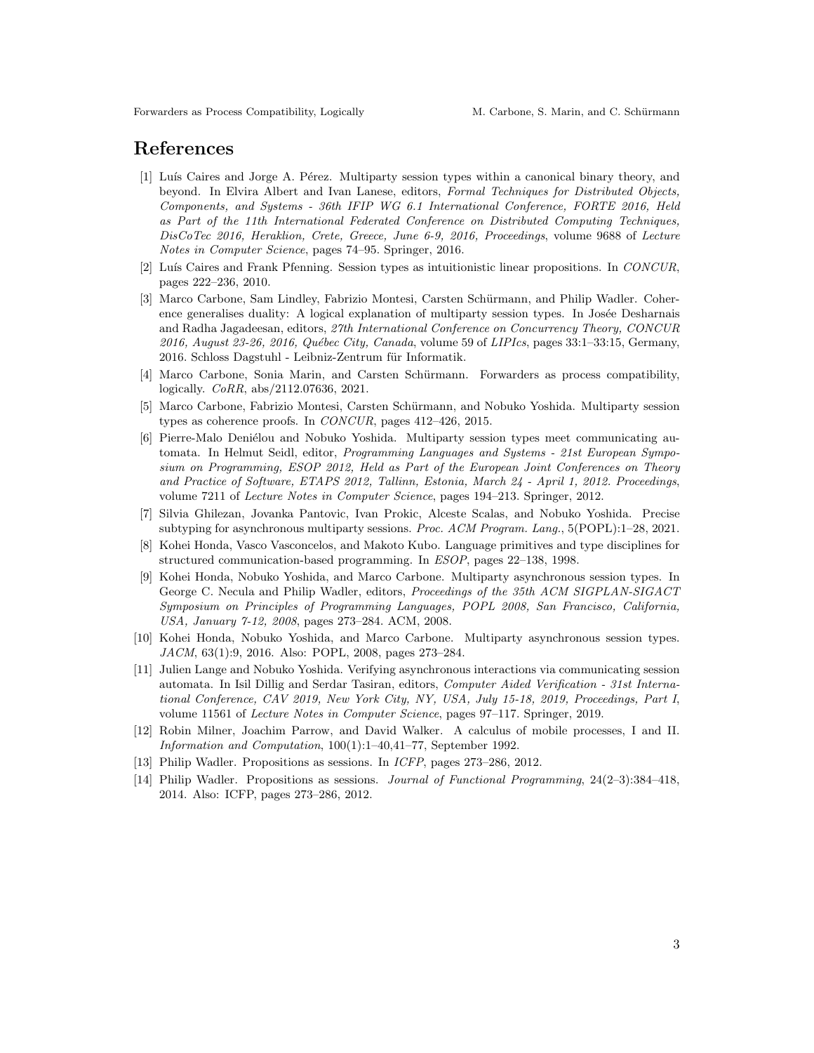## References

[1] Luís Caires and Jorge A. Pérez. Multiparty session types within a canonical binary theory, and beyond. In Elvira Albert and Ivan Lanese, editors, *Formal Techniques for Distributed Objects, Components, and Systems - 36th IFIP WG 6.1 International Conference, FORTE 2016, Held as Part of the 11th International Federated Conference on Distributed Computing Techniques, DisCoTec 2016, Heraklion, Crete, Greece, June 6-9, 2016, Proceedings*, volume 9688 of *Lecture Notes in Computer Science*, pages 74–95. Springer, 2016.

[2] Luís Caires and Frank Pfenning. Session types as intuitionistic linear propositions. In *CONCUR*, pages 222–236, 2010.

[3] Marco Carbone, Sam Lindley, Fabrizio Montesi, Carsten Schürmann, and Philip Wadler. Coherence generalises duality: A logical explanation of multiparty session types. In Josée Desharnais and Radha Jagadeesan, editors, *27th International Conference on Concurrency Theory, CONCUR 2016, August 23-26, 2016, Québec City, Canada*, volume 59 of *LIPIcs*, pages 33:1–33:15, Germany, 2016. Schloss Dagstuhl - Leibniz-Zentrum für Informatik.

[4] Marco Carbone, Sonia Marin, and Carsten Schürmann. Forwarders as process compatibility, logically. *CoRR*, abs/2112.07636, 2021.

[5] Marco Carbone, Fabrizio Montesi, Carsten Schürmann, and Nobuko Yoshida. Multiparty session types as coherence proofs. In *CONCUR*, pages 412–426, 2015.

[6] Pierre-Malo Deniélou and Nobuko Yoshida. Multiparty session types meet communicating automata. In Helmut Seidl, editor, *Programming Languages and Systems - 21st European Symposium on Programming, ESOP 2012, Held as Part of the European Joint Conferences on Theory and Practice of Software, ETAPS 2012, Tallinn, Estonia, March 24 - April 1, 2012. Proceedings*, volume 7211 of *Lecture Notes in Computer Science*, pages 194–213. Springer, 2012.

[7] Silvia Ghilezan, Jovanka Pantovic, Ivan Prokic, Alceste Scalas, and Nobuko Yoshida. Precise subtyping for asynchronous multiparty sessions. *Proc. ACM Program. Lang.*, 5(POPL):1–28, 2021.

[8] Kohei Honda, Vasco Vasconcelos, and Makoto Kubo. Language primitives and type disciplines for structured communication-based programming. In *ESOP*, pages 22–138, 1998.

[9] Kohei Honda, Nobuko Yoshida, and Marco Carbone. Multiparty asynchronous session types. In George C. Necula and Philip Wadler, editors, *Proceedings of the 35th ACM SIGPLAN-SIGACT Symposium on Principles of Programming Languages, POPL 2008, San Francisco, California, USA, January 7-12, 2008*, pages 273–284. ACM, 2008.

[10] Kohei Honda, Nobuko Yoshida, and Marco Carbone. Multiparty asynchronous session types. *JACM*, 63(1):9, 2016. Also: POPL, 2008, pages 273–284.

[11] Julien Lange and Nobuko Yoshida. Verifying asynchronous interactions via communicating session automata. In Isil Dillig and Serdar Tasiran, editors, *Computer Aided Verification - 31st International Conference, CAV 2019, New York City, NY, USA, July 15-18, 2019, Proceedings, Part I*, volume 11561 of *Lecture Notes in Computer Science*, pages 97–117. Springer, 2019.

[12] Robin Milner, Joachim Parrow, and David Walker. A calculus of mobile processes, I and II. *Information and Computation*, 100(1):1–40,41–77, September 1992.

[13] Philip Wadler. Propositions as sessions. In *ICFP*, pages 273–286, 2012.

[14] Philip Wadler. Propositions as sessions. *Journal of Functional Programming*, 24(2–3):384–418, 2014. Also: ICFP, pages 273–286, 2012.